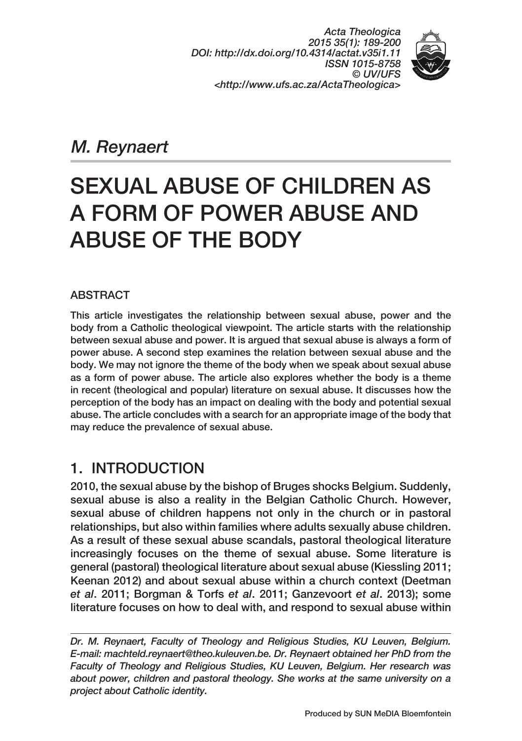*M. Reynaert*

# SEXUAL ABUSE OF CHILDREN AS A FORM OF POWER ABUSE AND ABUSE OF THE BODY

## ABSTRACT

This article investigates the relationship between sexual abuse, power and the body from a Catholic theological viewpoint. The article starts with the relationship between sexual abuse and power. It is argued that sexual abuse is always a form of power abuse. A second step examines the relation between sexual abuse and the body. We may not ignore the theme of the body when we speak about sexual abuse as a form of power abuse. The article also explores whether the body is a theme in recent (theological and popular) literature on sexual abuse. It discusses how the perception of the body has an impact on dealing with the body and potential sexual abuse. The article concludes with a search for an appropriate image of the body that may reduce the prevalence of sexual abuse.

## 1. INTRODUCTION

2010, the sexual abuse by the bishop of Bruges shocks Belgium. Suddenly, sexual abuse is also a reality in the Belgian Catholic Church. However, sexual abuse of children happens not only in the church or in pastoral relationships, but also within families where adults sexually abuse children. As a result of these sexual abuse scandals, pastoral theological literature increasingly focuses on the theme of sexual abuse. Some literature is general (pastoral) theological literature about sexual abuse (Kiessling 2011; Keenan 2012) and about sexual abuse within a church context (Deetman *et al*. 2011; Borgman & Torfs *et al*. 2011; Ganzevoort *et al*. 2013); some literature focuses on how to deal with, and respond to sexual abuse within

---

*Dr. M. Reynaert, Faculty of Theology and Religious Studies, KU Leuven, Belgium. E-mail: machteld.reynaert@theo.kuleuven.be. Dr. Reynaert obtained her PhD from the Faculty of Theology and Religious Studies, KU Leuven, Belgium. Her research was about power, children and pastoral theology. She works at the same university on a project about Catholic identity.*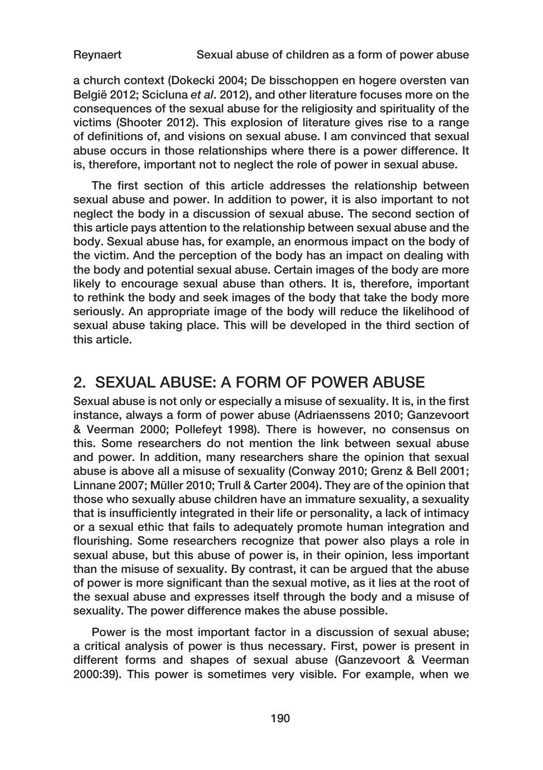a church context (Dokecki 2004; De bisschoppen en hogere oversten van België 2012; Scicluna *et al*. 2012), and other literature focuses more on the consequences of the sexual abuse for the religiosity and spirituality of the victims (Shooter 2012). This explosion of literature gives rise to a range of definitions of, and visions on sexual abuse. I am convinced that sexual abuse occurs in those relationships where there is a power difference. It is, therefore, important not to neglect the role of power in sexual abuse.

The first section of this article addresses the relationship between sexual abuse and power. In addition to power, it is also important to not neglect the body in a discussion of sexual abuse. The second section of this article pays attention to the relationship between sexual abuse and the body. Sexual abuse has, for example, an enormous impact on the body of the victim. And the perception of the body has an impact on dealing with the body and potential sexual abuse. Certain images of the body are more likely to encourage sexual abuse than others. It is, therefore, important to rethink the body and seek images of the body that take the body more seriously. An appropriate image of the body will reduce the likelihood of sexual abuse taking place. This will be developed in the third section of this article.

## 2. SEXUAL ABUSE: A FORM OF POWER ABUSE

Sexual abuse is not only or especially a misuse of sexuality. It is, in the first instance, always a form of power abuse (Adriaenssens 2010; Ganzevoort & Veerman 2000; Pollefeyt 1998). There is however, no consensus on this. Some researchers do not mention the link between sexual abuse and power. In addition, many researchers share the opinion that sexual abuse is above all a misuse of sexuality (Conway 2010; Grenz & Bell 2001; Linnane 2007; Müller 2010; Trull & Carter 2004). They are of the opinion that those who sexually abuse children have an immature sexuality, a sexuality that is insufficiently integrated in their life or personality, a lack of intimacy or a sexual ethic that fails to adequately promote human integration and flourishing. Some researchers recognize that power also plays a role in sexual abuse, but this abuse of power is, in their opinion, less important than the misuse of sexuality. By contrast, it can be argued that the abuse of power is more significant than the sexual motive, as it lies at the root of the sexual abuse and expresses itself through the body and a misuse of sexuality. The power difference makes the abuse possible.

Power is the most important factor in a discussion of sexual abuse; a critical analysis of power is thus necessary. First, power is present in different forms and shapes of sexual abuse (Ganzevoort & Veerman 2000:39). This power is sometimes very visible. For example, when we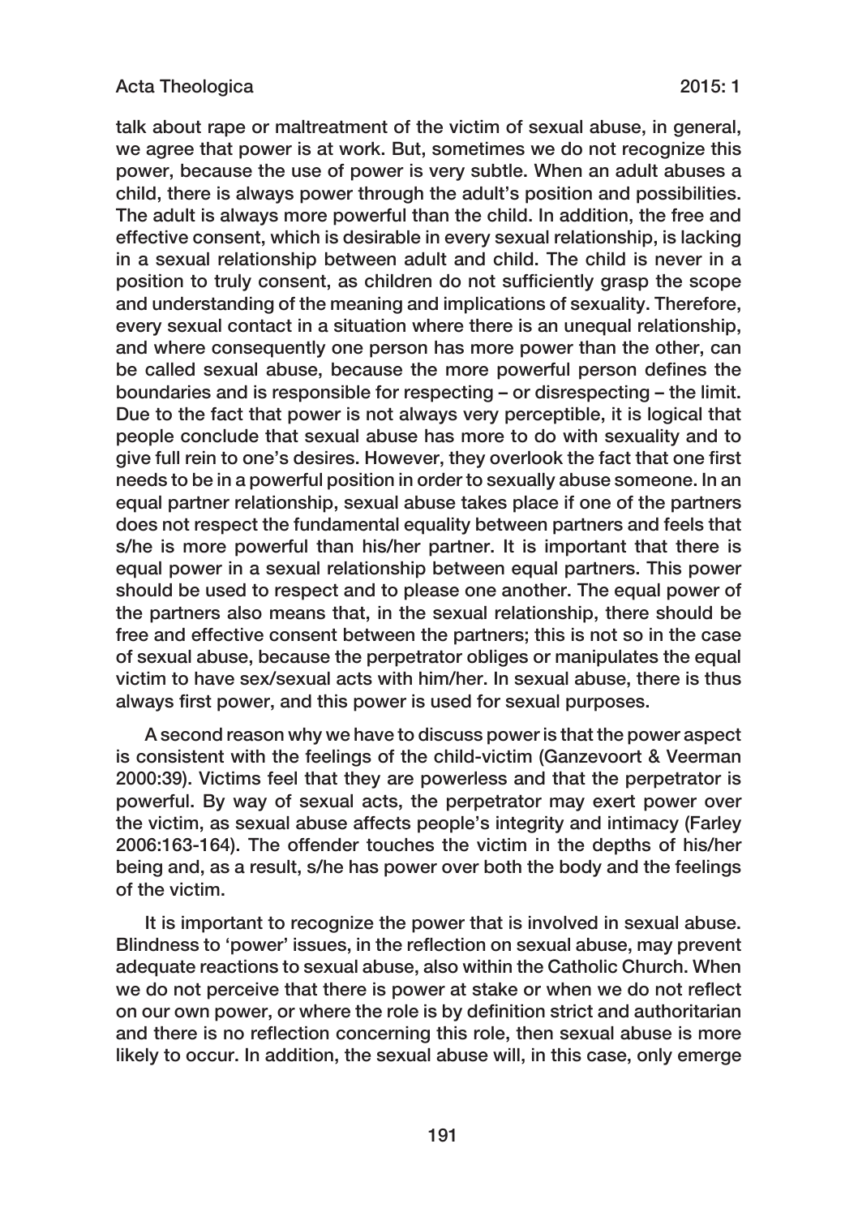talk about rape or maltreatment of the victim of sexual abuse, in general, we agree that power is at work. But, sometimes we do not recognize this power, because the use of power is very subtle. When an adult abuses a child, there is always power through the adult's position and possibilities. The adult is always more powerful than the child. In addition, the free and effective consent, which is desirable in every sexual relationship, is lacking in a sexual relationship between adult and child. The child is never in a position to truly consent, as children do not sufficiently grasp the scope and understanding of the meaning and implications of sexuality. Therefore, every sexual contact in a situation where there is an unequal relationship, and where consequently one person has more power than the other, can be called sexual abuse, because the more powerful person defines the boundaries and is responsible for respecting – or disrespecting – the limit. Due to the fact that power is not always very perceptible, it is logical that people conclude that sexual abuse has more to do with sexuality and to give full rein to one's desires. However, they overlook the fact that one first needs to be in a powerful position in order to sexually abuse someone. In an equal partner relationship, sexual abuse takes place if one of the partners does not respect the fundamental equality between partners and feels that s/he is more powerful than his/her partner. It is important that there is equal power in a sexual relationship between equal partners. This power should be used to respect and to please one another. The equal power of the partners also means that, in the sexual relationship, there should be free and effective consent between the partners; this is not so in the case of sexual abuse, because the perpetrator obliges or manipulates the equal victim to have sex/sexual acts with him/her. In sexual abuse, there is thus always first power, and this power is used for sexual purposes.

A second reason why we have to discuss power is that the power aspect is consistent with the feelings of the child-victim (Ganzevoort & Veerman 2000:39). Victims feel that they are powerless and that the perpetrator is powerful. By way of sexual acts, the perpetrator may exert power over the victim, as sexual abuse affects people's integrity and intimacy (Farley 2006:163-164). The offender touches the victim in the depths of his/her being and, as a result, s/he has power over both the body and the feelings of the victim.

It is important to recognize the power that is involved in sexual abuse. Blindness to 'power' issues, in the reflection on sexual abuse, may prevent adequate reactions to sexual abuse, also within the Catholic Church. When we do not perceive that there is power at stake or when we do not reflect on our own power, or where the role is by definition strict and authoritarian and there is no reflection concerning this role, then sexual abuse is more likely to occur. In addition, the sexual abuse will, in this case, only emerge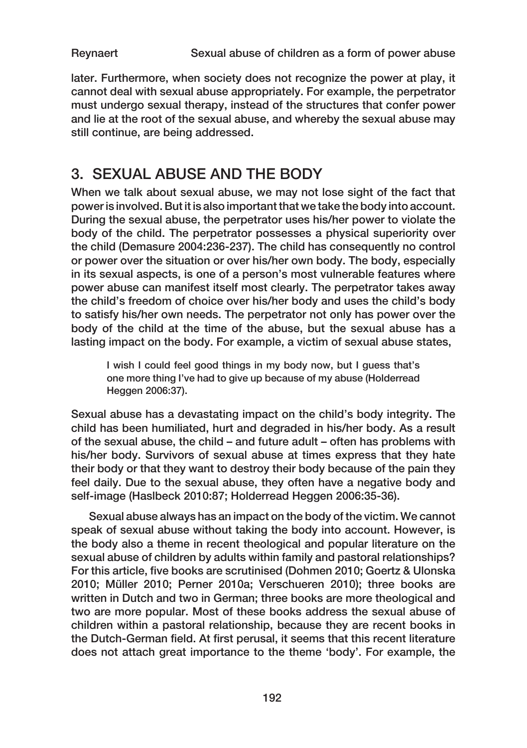later. Furthermore, when society does not recognize the power at play, it cannot deal with sexual abuse appropriately. For example, the perpetrator must undergo sexual therapy, instead of the structures that confer power and lie at the root of the sexual abuse, and whereby the sexual abuse may still continue, are being addressed.

## 3. SEXUAL ABUSE AND THE BODY

When we talk about sexual abuse, we may not lose sight of the fact that power is involved. But it is also important that we take the body into account. During the sexual abuse, the perpetrator uses his/her power to violate the body of the child. The perpetrator possesses a physical superiority over the child (Demasure 2004:236-237). The child has consequently no control or power over the situation or over his/her own body. The body, especially in its sexual aspects, is one of a person's most vulnerable features where power abuse can manifest itself most clearly. The perpetrator takes away the child's freedom of choice over his/her body and uses the child's body to satisfy his/her own needs. The perpetrator not only has power over the body of the child at the time of the abuse, but the sexual abuse has a lasting impact on the body. For example, a victim of sexual abuse states,

> I wish I could feel good things in my body now, but I guess that's one more thing I've had to give up because of my abuse (Holderread Heggen 2006:37).

Sexual abuse has a devastating impact on the child's body integrity. The child has been humiliated, hurt and degraded in his/her body. As a result of the sexual abuse, the child – and future adult – often has problems with his/her body. Survivors of sexual abuse at times express that they hate their body or that they want to destroy their body because of the pain they feel daily. Due to the sexual abuse, they often have a negative body and self-image (Haslbeck 2010:87; Holderread Heggen 2006:35-36).

Sexual abuse always has an impact on the body of the victim. We cannot speak of sexual abuse without taking the body into account. However, is the body also a theme in recent theological and popular literature on the sexual abuse of children by adults within family and pastoral relationships? For this article, five books are scrutinised (Dohmen 2010; Goertz & Ulonska 2010; Müller 2010; Perner 2010a; Verschueren 2010); three books are written in Dutch and two in German; three books are more theological and two are more popular. Most of these books address the sexual abuse of children within a pastoral relationship, because they are recent books in the Dutch-German field. At first perusal, it seems that this recent literature does not attach great importance to the theme 'body'. For example, the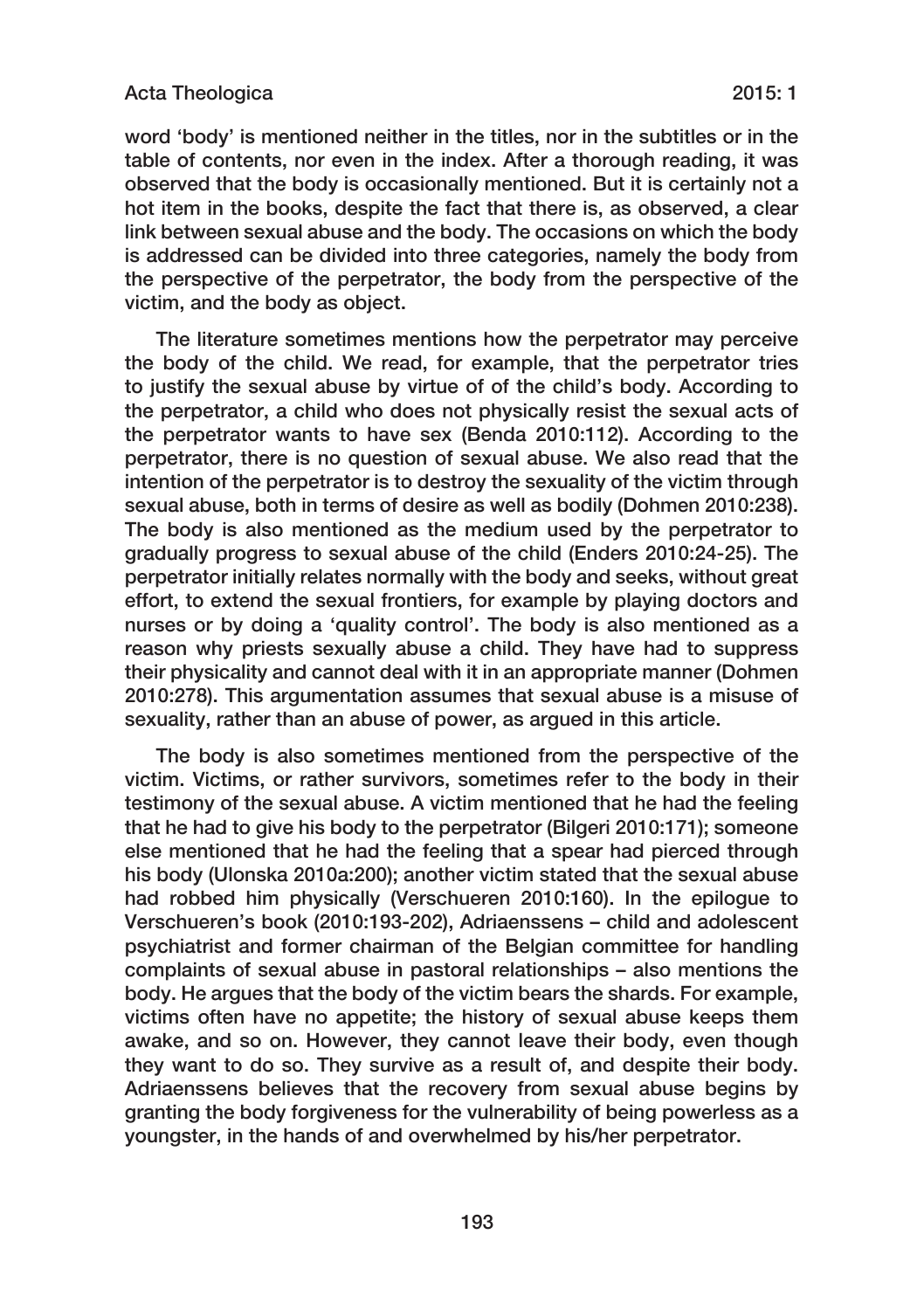word ‘body’ is mentioned neither in the titles, nor in the subtitles or in the table of contents, nor even in the index. After a thorough reading, it was observed that the body is occasionally mentioned. But it is certainly not a hot item in the books, despite the fact that there is, as observed, a clear link between sexual abuse and the body. The occasions on which the body is addressed can be divided into three categories, namely the body from the perspective of the perpetrator, the body from the perspective of the victim, and the body as object.

The literature sometimes mentions how the perpetrator may perceive the body of the child. We read, for example, that the perpetrator tries to justify the sexual abuse by virtue of of the child’s body. According to the perpetrator, a child who does not physically resist the sexual acts of the perpetrator wants to have sex (Benda 2010:112). According to the perpetrator, there is no question of sexual abuse. We also read that the intention of the perpetrator is to destroy the sexuality of the victim through sexual abuse, both in terms of desire as well as bodily (Dohmen 2010:238). The body is also mentioned as the medium used by the perpetrator to gradually progress to sexual abuse of the child (Enders 2010:24-25). The perpetrator initially relates normally with the body and seeks, without great effort, to extend the sexual frontiers, for example by playing doctors and nurses or by doing a ‘quality control’. The body is also mentioned as a reason why priests sexually abuse a child. They have had to suppress their physicality and cannot deal with it in an appropriate manner (Dohmen 2010:278). This argumentation assumes that sexual abuse is a misuse of sexuality, rather than an abuse of power, as argued in this article.

The body is also sometimes mentioned from the perspective of the victim. Victims, or rather survivors, sometimes refer to the body in their testimony of the sexual abuse. A victim mentioned that he had the feeling that he had to give his body to the perpetrator (Bilgeri 2010:171); someone else mentioned that he had the feeling that a spear had pierced through his body (Ulonska 2010a:200); another victim stated that the sexual abuse had robbed him physically (Verschueren 2010:160). In the epilogue to Verschueren’s book (2010:193-202), Adriaenssens – child and adolescent psychiatrist and former chairman of the Belgian committee for handling complaints of sexual abuse in pastoral relationships – also mentions the body. He argues that the body of the victim bears the shards. For example, victims often have no appetite; the history of sexual abuse keeps them awake, and so on. However, they cannot leave their body, even though they want to do so. They survive as a result of, and despite their body. Adriaenssens believes that the recovery from sexual abuse begins by granting the body forgiveness for the vulnerability of being powerless as a youngster, in the hands of and overwhelmed by his/her perpetrator.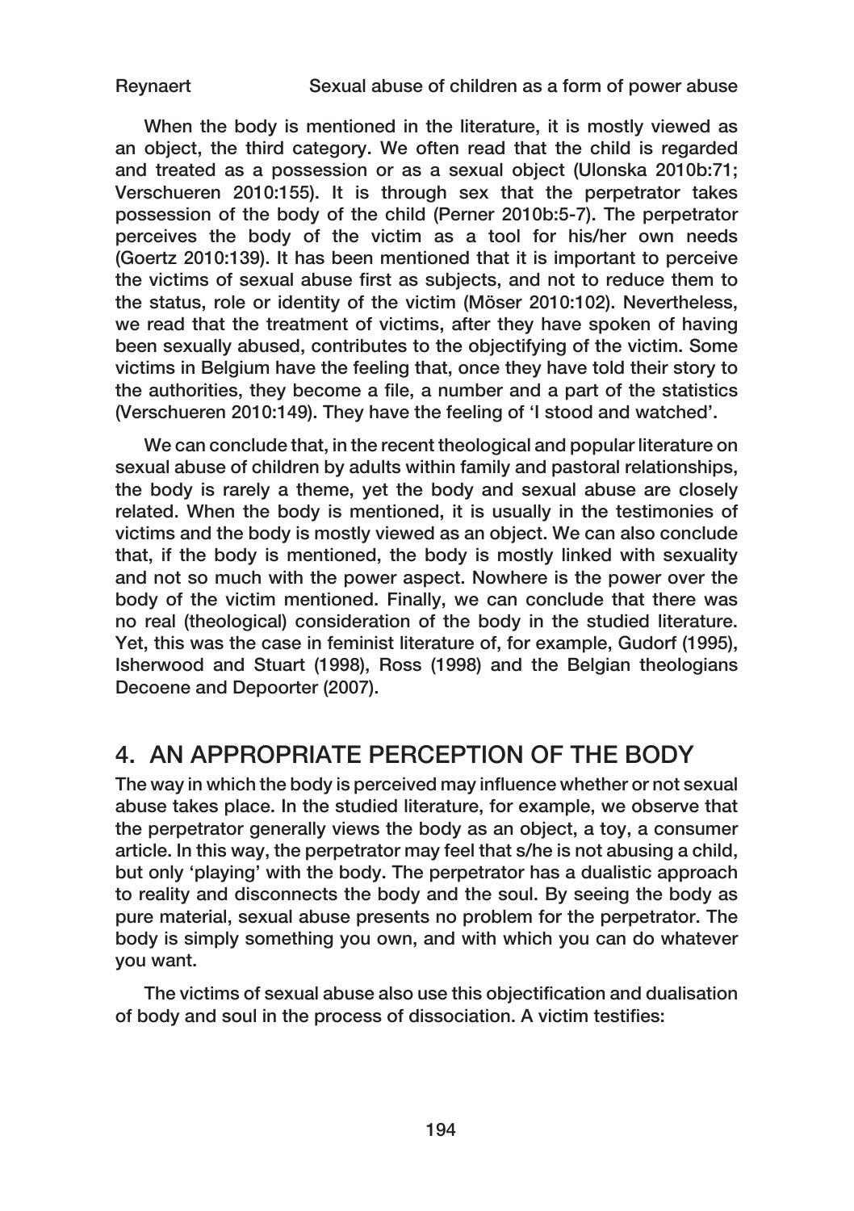When the body is mentioned in the literature, it is mostly viewed as an object, the third category. We often read that the child is regarded and treated as a possession or as a sexual object (Ulonska 2010b:71; Verschueren 2010:155). It is through sex that the perpetrator takes possession of the body of the child (Perner 2010b:5-7). The perpetrator perceives the body of the victim as a tool for his/her own needs (Goertz 2010:139). It has been mentioned that it is important to perceive the victims of sexual abuse first as subjects, and not to reduce them to the status, role or identity of the victim (Möser 2010:102). Nevertheless, we read that the treatment of victims, after they have spoken of having been sexually abused, contributes to the objectifying of the victim. Some victims in Belgium have the feeling that, once they have told their story to the authorities, they become a file, a number and a part of the statistics (Verschueren 2010:149). They have the feeling of 'I stood and watched'.

We can conclude that, in the recent theological and popular literature on sexual abuse of children by adults within family and pastoral relationships, the body is rarely a theme, yet the body and sexual abuse are closely related. When the body is mentioned, it is usually in the testimonies of victims and the body is mostly viewed as an object. We can also conclude that, if the body is mentioned, the body is mostly linked with sexuality and not so much with the power aspect. Nowhere is the power over the body of the victim mentioned. Finally, we can conclude that there was no real (theological) consideration of the body in the studied literature. Yet, this was the case in feminist literature of, for example, Gudorf (1995), Isherwood and Stuart (1998), Ross (1998) and the Belgian theologians Decoene and Depoorter (2007).

## 4. AN APPROPRIATE PERCEPTION OF THE BODY

The way in which the body is perceived may influence whether or not sexual abuse takes place. In the studied literature, for example, we observe that the perpetrator generally views the body as an object, a toy, a consumer article. In this way, the perpetrator may feel that s/he is not abusing a child, but only 'playing' with the body. The perpetrator has a dualistic approach to reality and disconnects the body and the soul. By seeing the body as pure material, sexual abuse presents no problem for the perpetrator. The body is simply something you own, and with which you can do whatever you want.

The victims of sexual abuse also use this objectification and dualisation of body and soul in the process of dissociation. A victim testifies: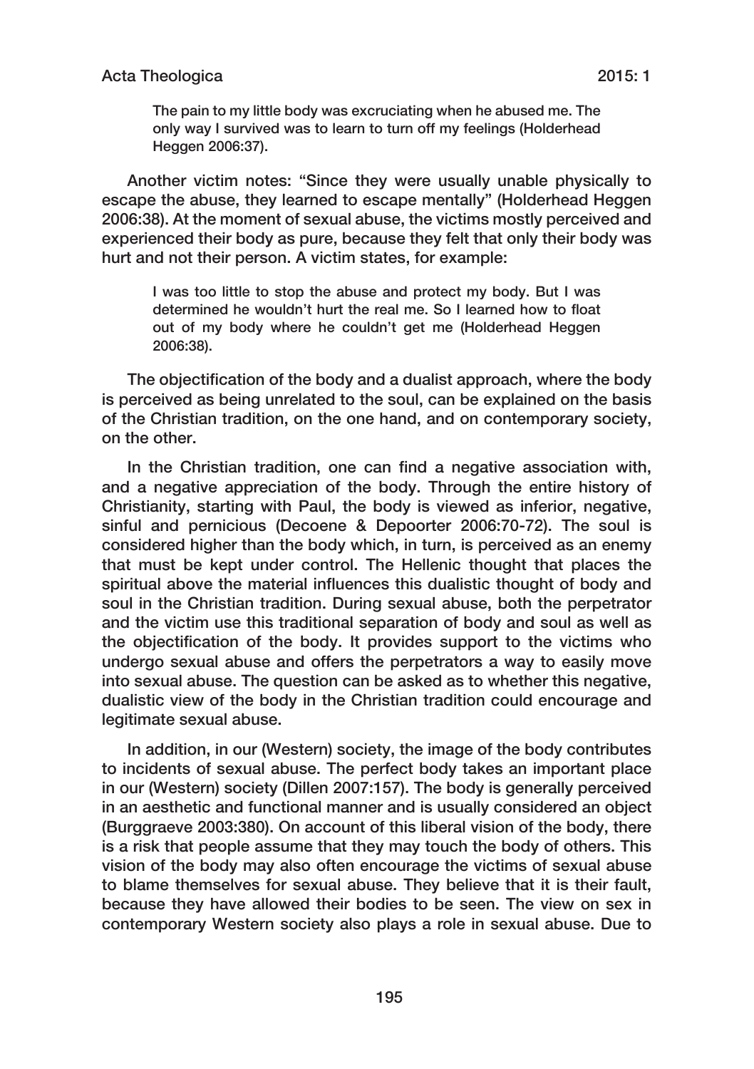> The pain to my little body was excruciating when he abused me. The only way I survived was to learn to turn off my feelings (Holderhead Heggen 2006:37).

Another victim notes: "Since they were usually unable physically to escape the abuse, they learned to escape mentally" (Holderhead Heggen 2006:38). At the moment of sexual abuse, the victims mostly perceived and experienced their body as pure, because they felt that only their body was hurt and not their person. A victim states, for example:

> I was too little to stop the abuse and protect my body. But I was determined he wouldn't hurt the real me. So I learned how to float out of my body where he couldn't get me (Holderhead Heggen 2006:38).

The objectification of the body and a dualist approach, where the body is perceived as being unrelated to the soul, can be explained on the basis of the Christian tradition, on the one hand, and on contemporary society, on the other.

In the Christian tradition, one can find a negative association with, and a negative appreciation of the body. Through the entire history of Christianity, starting with Paul, the body is viewed as inferior, negative, sinful and pernicious (Decoene & Depoorter 2006:70-72). The soul is considered higher than the body which, in turn, is perceived as an enemy that must be kept under control. The Hellenic thought that places the spiritual above the material influences this dualistic thought of body and soul in the Christian tradition. During sexual abuse, both the perpetrator and the victim use this traditional separation of body and soul as well as the objectification of the body. It provides support to the victims who undergo sexual abuse and offers the perpetrators a way to easily move into sexual abuse. The question can be asked as to whether this negative, dualistic view of the body in the Christian tradition could encourage and legitimate sexual abuse.

In addition, in our (Western) society, the image of the body contributes to incidents of sexual abuse. The perfect body takes an important place in our (Western) society (Dillen 2007:157). The body is generally perceived in an aesthetic and functional manner and is usually considered an object (Burggraeve 2003:380). On account of this liberal vision of the body, there is a risk that people assume that they may touch the body of others. This vision of the body may also often encourage the victims of sexual abuse to blame themselves for sexual abuse. They believe that it is their fault, because they have allowed their bodies to be seen. The view on sex in contemporary Western society also plays a role in sexual abuse. Due to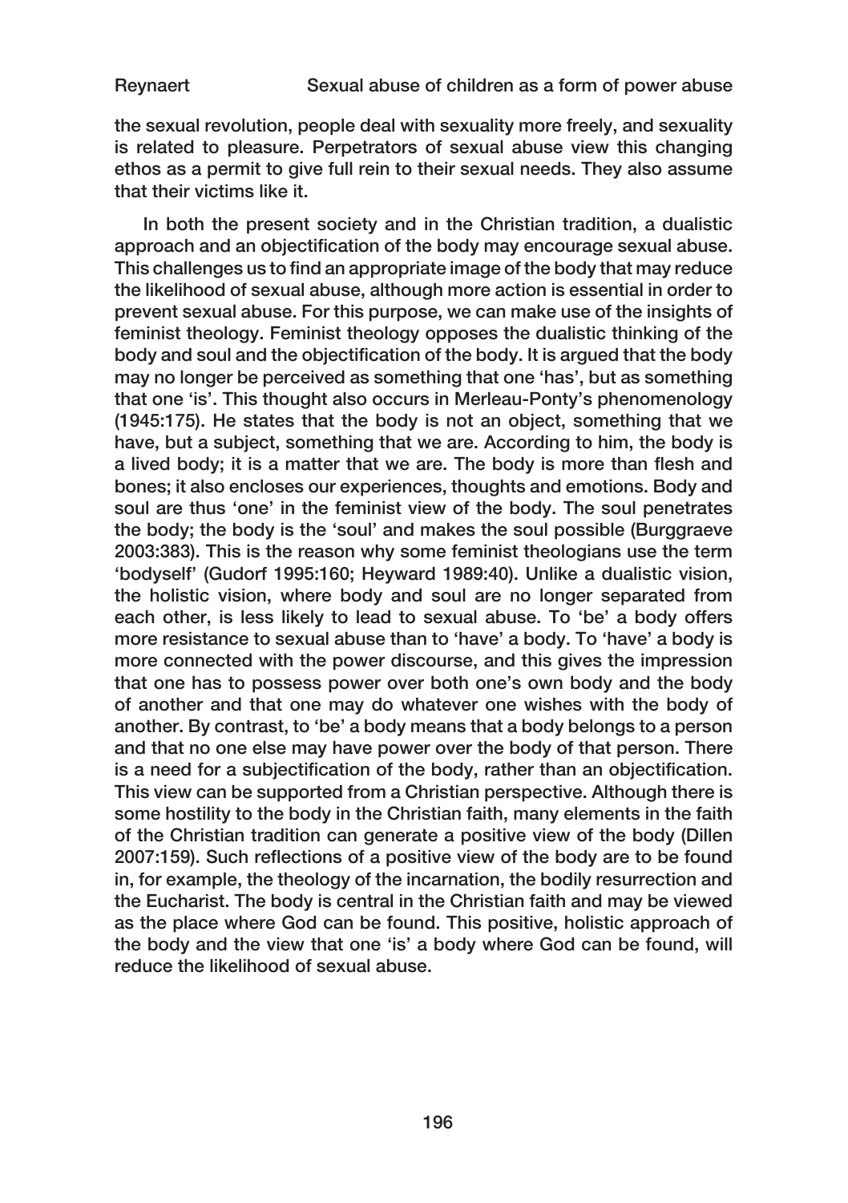the sexual revolution, people deal with sexuality more freely, and sexuality is related to pleasure. Perpetrators of sexual abuse view this changing ethos as a permit to give full rein to their sexual needs. They also assume that their victims like it.

In both the present society and in the Christian tradition, a dualistic approach and an objectification of the body may encourage sexual abuse. This challenges us to find an appropriate image of the body that may reduce the likelihood of sexual abuse, although more action is essential in order to prevent sexual abuse. For this purpose, we can make use of the insights of feminist theology. Feminist theology opposes the dualistic thinking of the body and soul and the objectification of the body. It is argued that the body may no longer be perceived as something that one 'has', but as something that one 'is'. This thought also occurs in Merleau-Ponty's phenomenology (1945:175). He states that the body is not an object, something that we have, but a subject, something that we are. According to him, the body is a lived body; it is a matter that we are. The body is more than flesh and bones; it also encloses our experiences, thoughts and emotions. Body and soul are thus 'one' in the feminist view of the body. The soul penetrates the body; the body is the 'soul' and makes the soul possible (Burggraeve 2003:383). This is the reason why some feminist theologians use the term 'bodyself' (Gudorf 1995:160; Heyward 1989:40). Unlike a dualistic vision, the holistic vision, where body and soul are no longer separated from each other, is less likely to lead to sexual abuse. To 'be' a body offers more resistance to sexual abuse than to 'have' a body. To 'have' a body is more connected with the power discourse, and this gives the impression that one has to possess power over both one's own body and the body of another and that one may do whatever one wishes with the body of another. By contrast, to 'be' a body means that a body belongs to a person and that no one else may have power over the body of that person. There is a need for a subjectification of the body, rather than an objectification. This view can be supported from a Christian perspective. Although there is some hostility to the body in the Christian faith, many elements in the faith of the Christian tradition can generate a positive view of the body (Dillen 2007:159). Such reflections of a positive view of the body are to be found in, for example, the theology of the incarnation, the bodily resurrection and the Eucharist. The body is central in the Christian faith and may be viewed as the place where God can be found. This positive, holistic approach of the body and the view that one 'is' a body where God can be found, will reduce the likelihood of sexual abuse.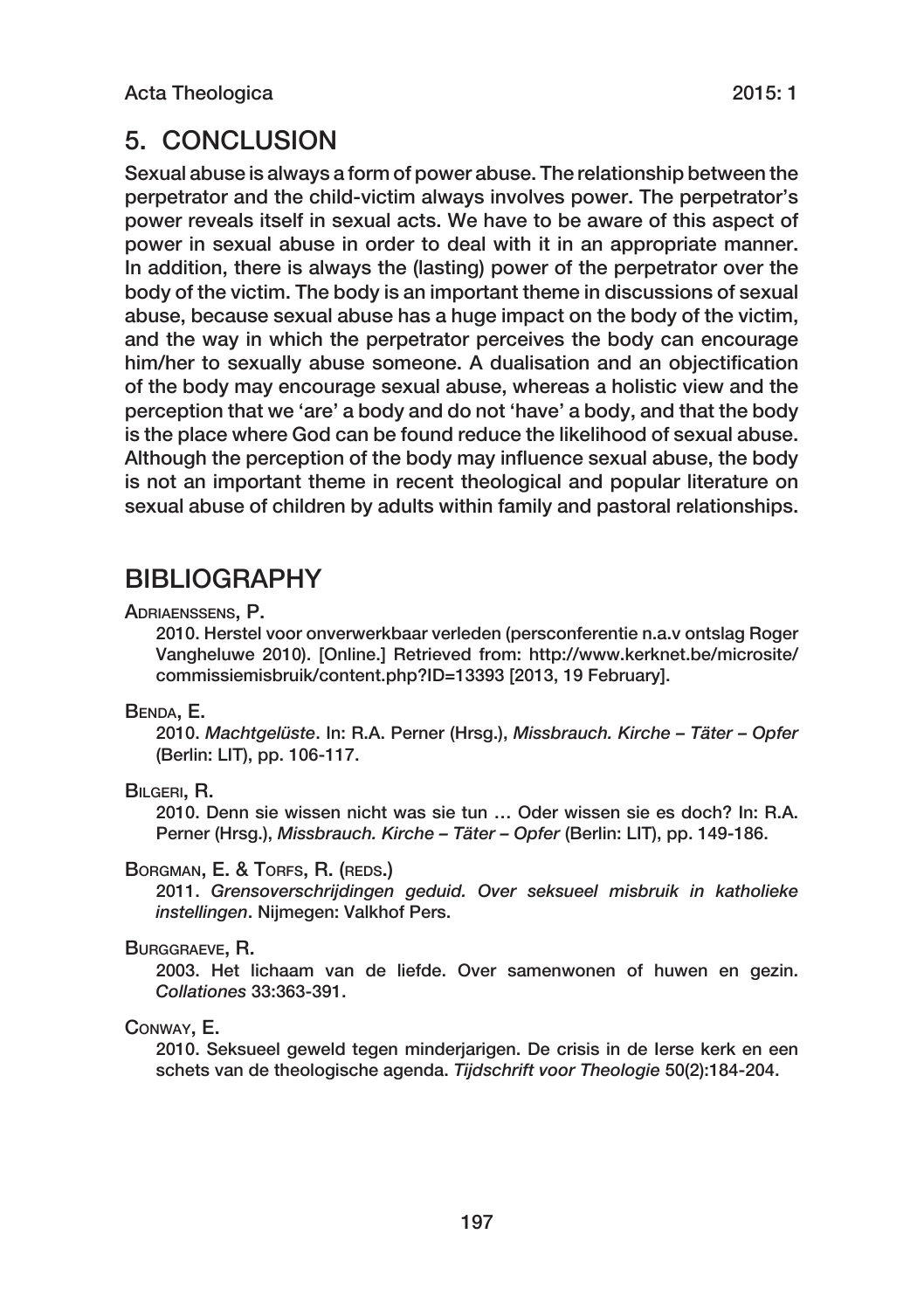## 5. CONCLUSION

Sexual abuse is always a form of power abuse. The relationship between the perpetrator and the child-victim always involves power. The perpetrator's power reveals itself in sexual acts. We have to be aware of this aspect of power in sexual abuse in order to deal with it in an appropriate manner. In addition, there is always the (lasting) power of the perpetrator over the body of the victim. The body is an important theme in discussions of sexual abuse, because sexual abuse has a huge impact on the body of the victim, and the way in which the perpetrator perceives the body can encourage him/her to sexually abuse someone. A dualisation and an objectification of the body may encourage sexual abuse, whereas a holistic view and the perception that we 'are' a body and do not 'have' a body, and that the body is the place where God can be found reduce the likelihood of sexual abuse. Although the perception of the body may influence sexual abuse, the body is not an important theme in recent theological and popular literature on sexual abuse of children by adults within family and pastoral relationships.

## BIBLIOGRAPHY

Adriaenssens, P.

2010. Herstel voor onverwerkbaar verleden (persconferentie n.a.v ontslag Roger Vangheluwe 2010). [Online.] Retrieved from: http://www.kerknet.be/microsite/commissiemisbruik/content.php?ID=13393 [2013, 19 February].

Benda, E.

2010. *Machtgelüste*. In: R.A. Perner (Hrsg.), *Missbrauch. Kirche – Täter – Opfer* (Berlin: LIT), pp. 106-117.

Bilgeri, R.

2010. Denn sie wissen nicht was sie tun … Oder wissen sie es doch? In: R.A. Perner (Hrsg.), *Missbrauch. Kirche – Täter – Opfer* (Berlin: LIT), pp. 149-186.

Borgman, E. & Torfs, R. (reds.)

2011. *Grensoverschrijdingen geduid. Over seksueel misbruik in katholieke instellingen*. Nijmegen: Valkhof Pers.

Burggraeve, R.

2003. Het lichaam van de liefde. Over samenwonen of huwen en gezin. *Collationes* 33:363-391.

Conway, E.

2010. Seksueel geweld tegen minderjarigen. De crisis in de Ierse kerk en een schets van de theologische agenda. *Tijdschrift voor Theologie* 50(2):184-204.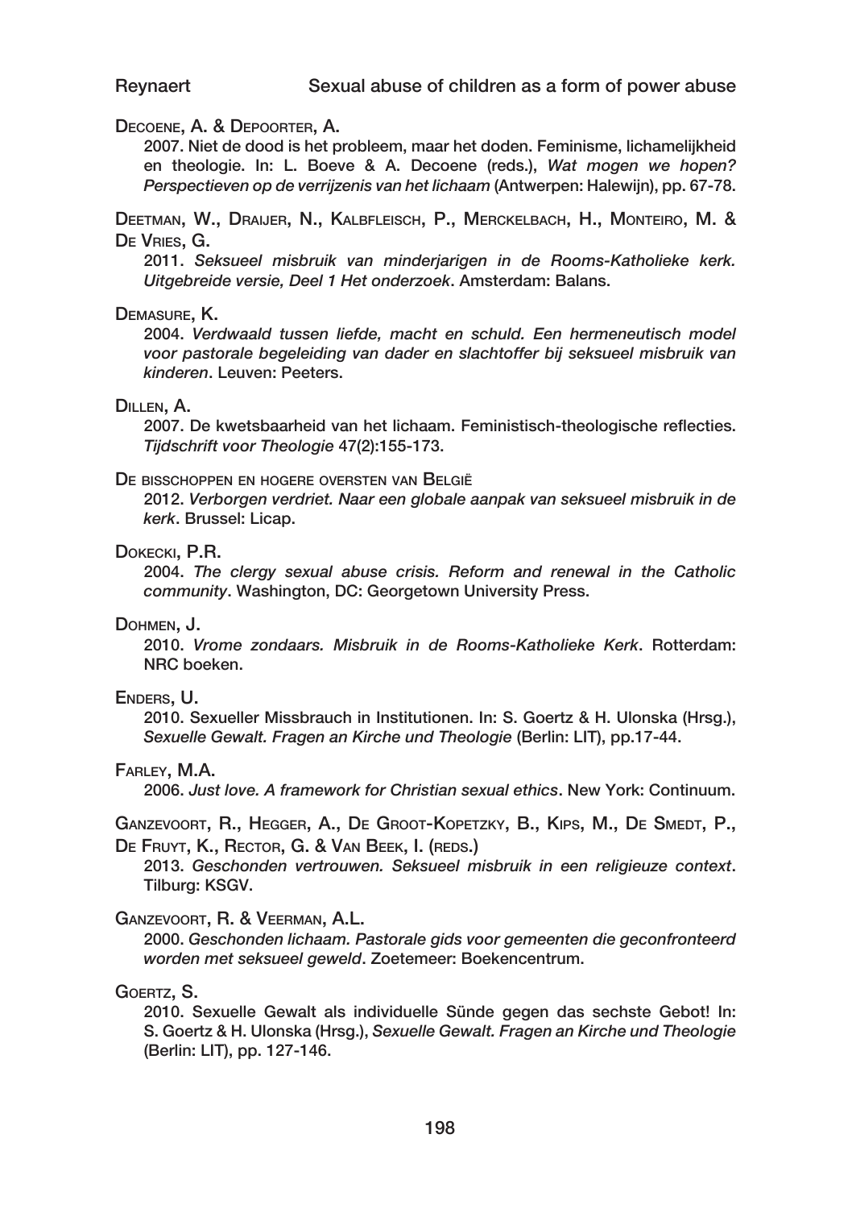Decoene, A. & Depoorter, A.

2007. Niet de dood is het probleem, maar het doden. Feminisme, lichamelijkheid en theologie. In: L. Boeve & A. Decoene (reds.), *Wat mogen we hopen? Perspectieven op de verrijzenis van het lichaam* (Antwerpen: Halewijn), pp. 67-78.

Deetman, W., Draijer, N., Kalbfleisch, P., Merckelbach, H., Monteiro, M. & De Vries, G.

2011. *Seksueel misbruik van minderjarigen in de Rooms-Katholieke kerk. Uitgebreide versie, Deel 1 Het onderzoek*. Amsterdam: Balans.

Demasure, K.

2004. *Verdwaald tussen liefde, macht en schuld. Een hermeneutisch model voor pastorale begeleiding van dader en slachtoffer bij seksueel misbruik van kinderen*. Leuven: Peeters.

Dillen, A.

2007. De kwetsbaarheid van het lichaam. Feministisch-theologische reflecties. *Tijdschrift voor Theologie* 47(2):155-173.

De bisschoppen en hogere oversten van België

2012. *Verborgen verdriet. Naar een globale aanpak van seksueel misbruik in de kerk*. Brussel: Licap.

Dokecki, P.R.

2004. *The clergy sexual abuse crisis. Reform and renewal in the Catholic community*. Washington, DC: Georgetown University Press.

Dohmen, J.

2010. *Vrome zondaars. Misbruik in de Rooms-Katholieke Kerk*. Rotterdam: NRC boeken.

Enders, U.

2010. Sexueller Missbrauch in Institutionen. In: S. Goertz & H. Ulonska (Hrsg.), *Sexuelle Gewalt. Fragen an Kirche und Theologie* (Berlin: LIT), pp.17-44.

Farley, M.A.

2006. *Just love. A framework for Christian sexual ethics*. New York: Continuum.

Ganzevoort, R., Hegger, A., De Groot-Kopetzky, B., Kips, M., De Smedt, P., De Fruyt, K., Rector, G. & Van Beek, I. (reds.)

2013. *Geschonden vertrouwen. Seksueel misbruik in een religieuze context*. Tilburg: KSGV.

Ganzevoort, R. & Veerman, A.L.

2000. *Geschonden lichaam. Pastorale gids voor gemeenten die geconfronteerd worden met seksueel geweld*. Zoetemeer: Boekencentrum.

Goertz, S.

2010. Sexuelle Gewalt als individuelle Sünde gegen das sechste Gebot! In: S. Goertz & H. Ulonska (Hrsg.), *Sexuelle Gewalt. Fragen an Kirche und Theologie* (Berlin: LIT), pp. 127-146.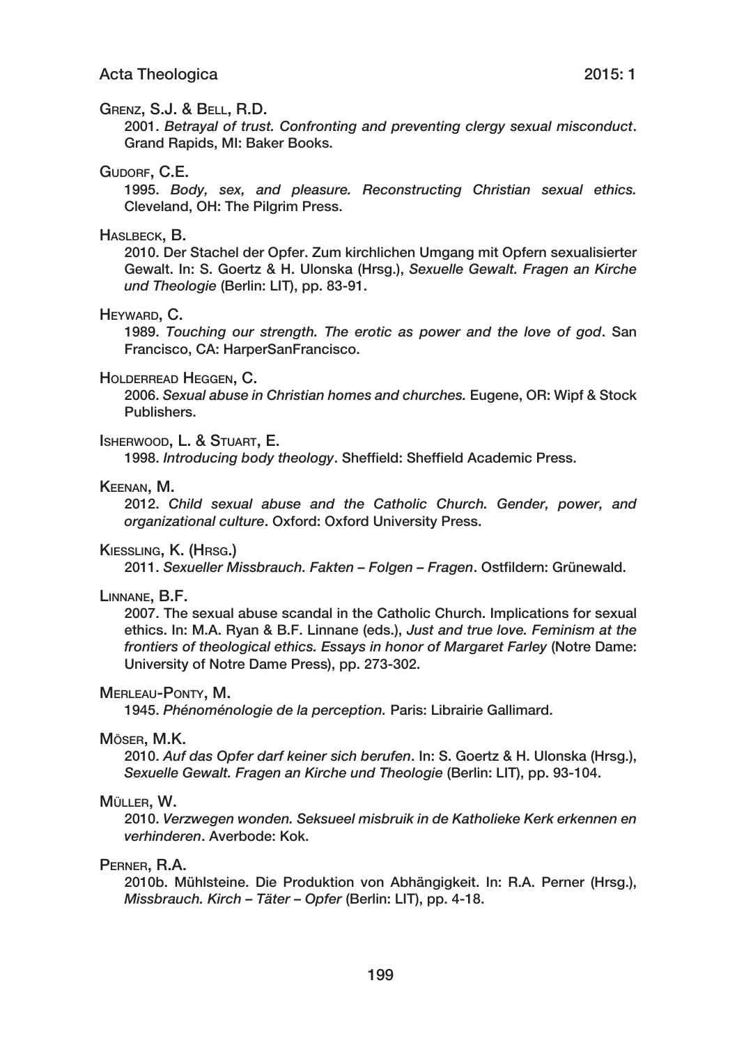Grenz, S.J. & Bell, R.D.

2001. *Betrayal of trust. Confronting and preventing clergy sexual misconduct*. Grand Rapids, MI: Baker Books.

Gudorf, C.E.

1995. *Body, sex, and pleasure. Reconstructing Christian sexual ethics.* Cleveland, OH: The Pilgrim Press.

Haslbeck, B.

2010. Der Stachel der Opfer. Zum kirchlichen Umgang mit Opfern sexualisierter Gewalt. In: S. Goertz & H. Ulonska (Hrsg.), *Sexuelle Gewalt. Fragen an Kirche und Theologie* (Berlin: LIT), pp. 83-91.

Heyward, C.

1989. *Touching our strength. The erotic as power and the love of god*. San Francisco, CA: HarperSanFrancisco.

Holderread Heggen, C.

2006. *Sexual abuse in Christian homes and churches.* Eugene, OR: Wipf & Stock Publishers.

Isherwood, L. & Stuart, E.

1998. *Introducing body theology*. Sheffield: Sheffield Academic Press.

Keenan, M.

2012. *Child sexual abuse and the Catholic Church. Gender, power, and organizational culture*. Oxford: Oxford University Press.

Kiessling, K. (Hrsg.)

2011. *Sexueller Missbrauch. Fakten – Folgen – Fragen*. Ostfildern: Grünewald.

Linnane, B.F.

2007. The sexual abuse scandal in the Catholic Church. Implications for sexual ethics. In: M.A. Ryan & B.F. Linnane (eds.), *Just and true love. Feminism at the frontiers of theological ethics. Essays in honor of Margaret Farley* (Notre Dame: University of Notre Dame Press), pp. 273-302.

Merleau-Ponty, M.

1945. *Phénoménologie de la perception.* Paris: Librairie Gallimard.

Möser, M.K.

2010. *Auf das Opfer darf keiner sich berufen*. In: S. Goertz & H. Ulonska (Hrsg.), *Sexuelle Gewalt. Fragen an Kirche und Theologie* (Berlin: LIT), pp. 93-104.

Müller, W.

2010. *Verzwegen wonden. Seksueel misbruik in de Katholieke Kerk erkennen en verhinderen*. Averbode: Kok.

Perner, R.A.

2010b. Mühlsteine. Die Produktion von Abhängigkeit. In: R.A. Perner (Hrsg.), *Missbrauch. Kirch – Täter – Opfer* (Berlin: LIT), pp. 4-18.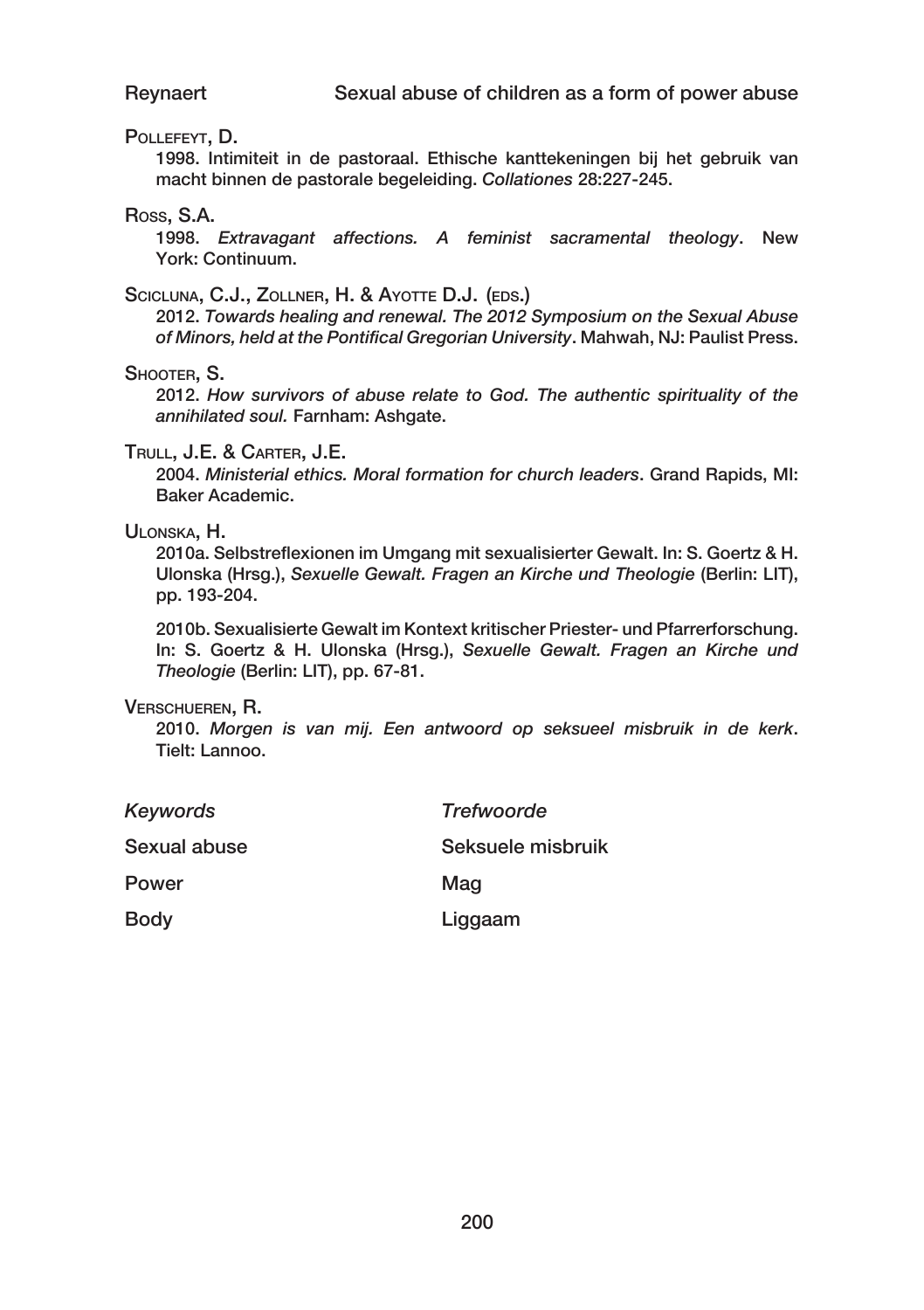Pollefeyt, D.

1998. Intimiteit in de pastoraal. Ethische kanttekeningen bij het gebruik van macht binnen de pastorale begeleiding. *Collationes* 28:227-245.

Ross, S.A.

1998. *Extravagant affections. A feminist sacramental theology*. New York: Continuum.

Scicluna, C.J., Zollner, H. & Ayotte D.J. (eds.)

2012. *Towards healing and renewal. The 2012 Symposium on the Sexual Abuse of Minors, held at the Pontifical Gregorian University*. Mahwah, NJ: Paulist Press.

Shooter, S.

2012. *How survivors of abuse relate to God. The authentic spirituality of the annihilated soul.* Farnham: Ashgate.

Trull, J.E. & Carter, J.E.

2004. *Ministerial ethics. Moral formation for church leaders*. Grand Rapids, MI: Baker Academic.

Ulonska, H.

2010a. Selbstreflexionen im Umgang mit sexualisierter Gewalt. In: S. Goertz & H. Ulonska (Hrsg.), *Sexuelle Gewalt. Fragen an Kirche und Theologie* (Berlin: LIT), pp. 193-204.

2010b. Sexualisierte Gewalt im Kontext kritischer Priester- und Pfarrerforschung. In: S. Goertz & H. Ulonska (Hrsg.), *Sexuelle Gewalt. Fragen an Kirche und Theologie* (Berlin: LIT), pp. 67-81.

Verschueren, R.

2010. *Morgen is van mij. Een antwoord op seksueel misbruik in de kerk*. Tielt: Lannoo.

| *Keywords* | *Trefwoorde* |
| --- | --- |
| Sexual abuse | Seksuele misbruik |
| Power | Mag |
| Body | Liggaam |